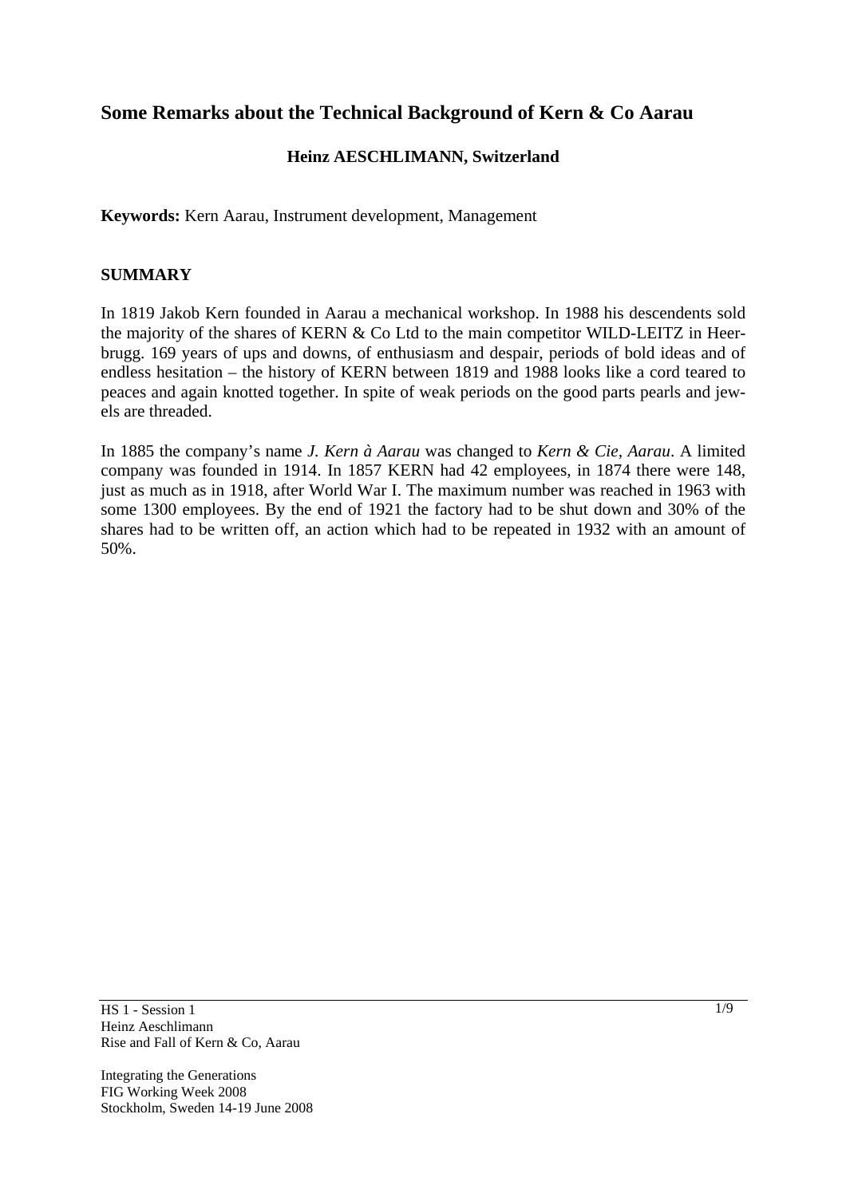# Some Remarks about the Technical Background of Kern & Co Aarau

**Heinz AESCHLIMANN, Switzerland**

**Keywords:** Kern Aarau, Instrument development, Management

## SUMMARY

In 1819 Jakob Kern founded in Aarau a mechanical workshop. In 1988 his descendents sold the majority of the shares of KERN & Co Ltd to the main competitor WILD-LEITZ in Heerbrugg. 169 years of ups and downs, of enthusiasm and despair, periods of bold ideas and of endless hesitation – the history of KERN between 1819 and 1988 looks like a cord teared to peaces and again knotted together. In spite of weak periods on the good parts pearls and jewels are threaded.

In 1885 the company's name *J. Kern à Aarau* was changed to *Kern & Cie, Aarau*. A limited company was founded in 1914. In 1857 KERN had 42 employees, in 1874 there were 148, just as much as in 1918, after World War I. The maximum number was reached in 1963 with some 1300 employees. By the end of 1921 the factory had to be shut down and 30% of the shares had to be written off, an action which had to be repeated in 1932 with an amount of 50%.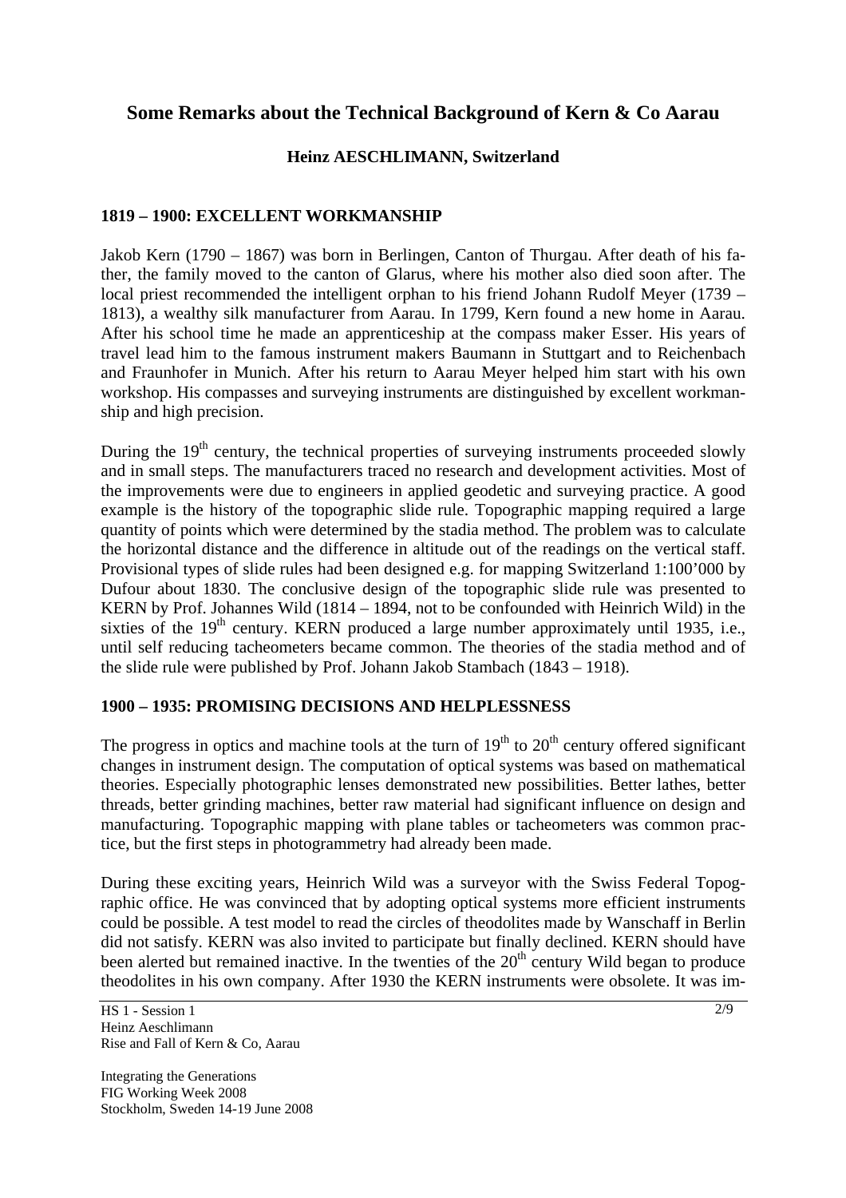# Some Remarks about the Technical Background of Kern & Co Aarau

**Heinz AESCHLIMANN, Switzerland**

## 1819 – 1900: EXCELLENT WORKMANSHIP

Jakob Kern (1790 – 1867) was born in Berlingen, Canton of Thurgau. After death of his father, the family moved to the canton of Glarus, where his mother also died soon after. The local priest recommended the intelligent orphan to his friend Johann Rudolf Meyer (1739 – 1813), a wealthy silk manufacturer from Aarau. In 1799, Kern found a new home in Aarau. After his school time he made an apprenticeship at the compass maker Esser. His years of travel lead him to the famous instrument makers Baumann in Stuttgart and to Reichenbach and Fraunhofer in Munich. After his return to Aarau Meyer helped him start with his own workshop. His compasses and surveying instruments are distinguished by excellent workmanship and high precision.

During the 19th century, the technical properties of surveying instruments proceeded slowly and in small steps. The manufacturers traced no research and development activities. Most of the improvements were due to engineers in applied geodetic and surveying practice. A good example is the history of the topographic slide rule. Topographic mapping required a large quantity of points which were determined by the stadia method. The problem was to calculate the horizontal distance and the difference in altitude out of the readings on the vertical staff. Provisional types of slide rules had been designed e.g. for mapping Switzerland 1:100'000 by Dufour about 1830. The conclusive design of the topographic slide rule was presented to KERN by Prof. Johannes Wild (1814 – 1894, not to be confounded with Heinrich Wild) in the sixties of the 19th century. KERN produced a large number approximately until 1935, i.e., until self reducing tacheometers became common. The theories of the stadia method and of the slide rule were published by Prof. Johann Jakob Stambach (1843 – 1918).

## 1900 – 1935: PROMISING DECISIONS AND HELPLESSNESS

The progress in optics and machine tools at the turn of 19th to 20th century offered significant changes in instrument design. The computation of optical systems was based on mathematical theories. Especially photographic lenses demonstrated new possibilities. Better lathes, better threads, better grinding machines, better raw material had significant influence on design and manufacturing. Topographic mapping with plane tables or tacheometers was common practice, but the first steps in photogrammetry had already been made.

During these exciting years, Heinrich Wild was a surveyor with the Swiss Federal Topographic office. He was convinced that by adopting optical systems more efficient instruments could be possible. A test model to read the circles of theodolites made by Wanschaff in Berlin did not satisfy. KERN was also invited to participate but finally declined. KERN should have been alerted but remained inactive. In the twenties of the 20th century Wild began to produce theodolites in his own company. After 1930 the KERN instruments were obsolete. It was im-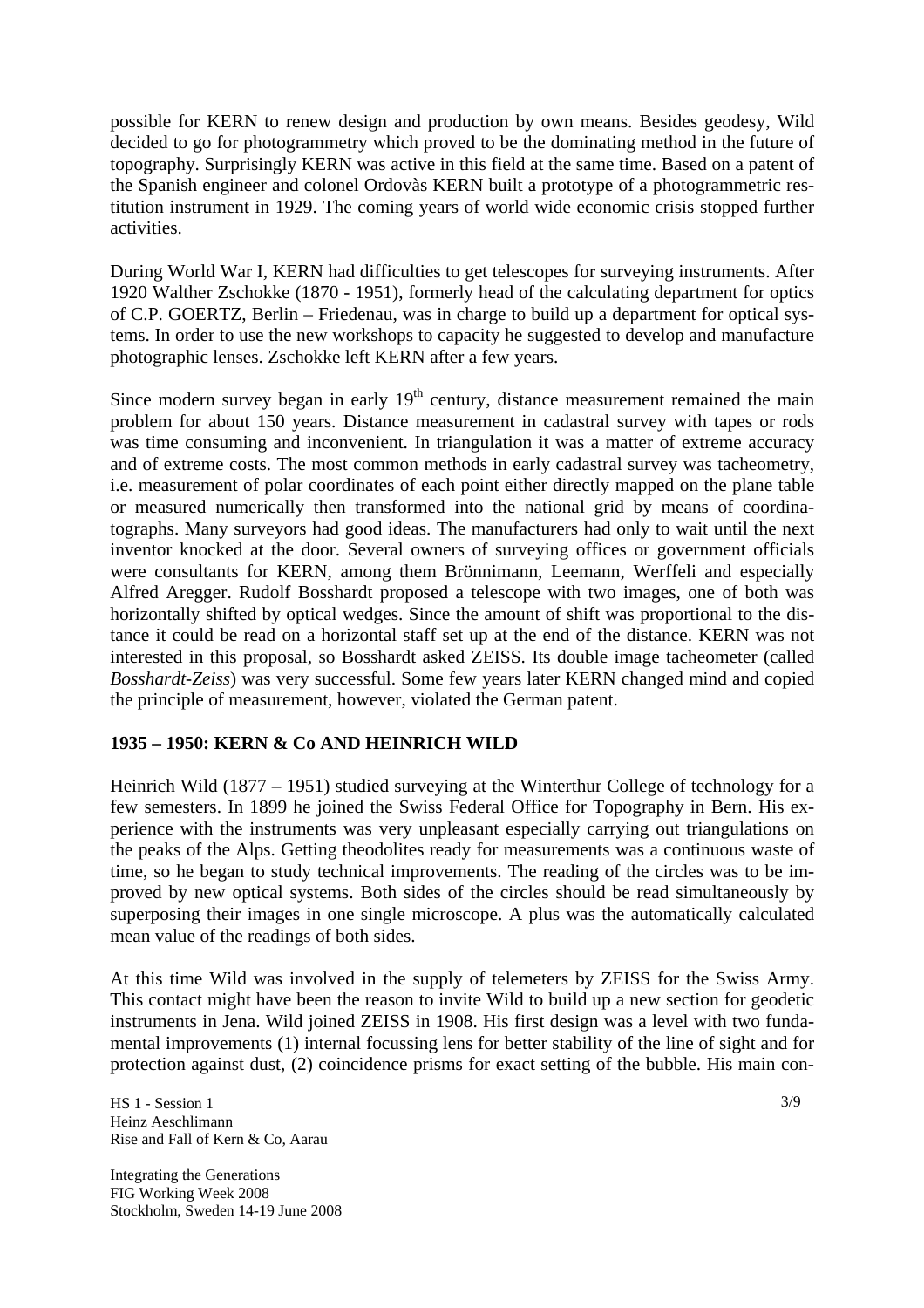possible for KERN to renew design and production by own means. Besides geodesy, Wild decided to go for photogrammetry which proved to be the dominating method in the future of topography. Surprisingly KERN was active in this field at the same time. Based on a patent of the Spanish engineer and colonel Ordovàs KERN built a prototype of a photogrammetric restitution instrument in 1929. The coming years of world wide economic crisis stopped further activities.

During World War I, KERN had difficulties to get telescopes for surveying instruments. After 1920 Walther Zschokke (1870 - 1951), formerly head of the calculating department for optics of C.P. GOERTZ, Berlin – Friedenau, was in charge to build up a department for optical systems. In order to use the new workshops to capacity he suggested to develop and manufacture photographic lenses. Zschokke left KERN after a few years.

Since modern survey began in early 19$^{th}$ century, distance measurement remained the main problem for about 150 years. Distance measurement in cadastral survey with tapes or rods was time consuming and inconvenient. In triangulation it was a matter of extreme accuracy and of extreme costs. The most common methods in early cadastral survey was tacheometry, i.e. measurement of polar coordinates of each point either directly mapped on the plane table or measured numerically then transformed into the national grid by means of coordinatographs. Many surveyors had good ideas. The manufacturers had only to wait until the next inventor knocked at the door. Several owners of surveying offices or government officials were consultants for KERN, among them Brönnimann, Leemann, Werffeli and especially Alfred Aregger. Rudolf Bosshardt proposed a telescope with two images, one of both was horizontally shifted by optical wedges. Since the amount of shift was proportional to the distance it could be read on a horizontal staff set up at the end of the distance. KERN was not interested in this proposal, so Bosshardt asked ZEISS. Its double image tacheometer (called *Bosshardt-Zeiss*) was very successful. Some few years later KERN changed mind and copied the principle of measurement, however, violated the German patent.

## 1935 – 1950: KERN & Co AND HEINRICH WILD

Heinrich Wild (1877 – 1951) studied surveying at the Winterthur College of technology for a few semesters. In 1899 he joined the Swiss Federal Office for Topography in Bern. His experience with the instruments was very unpleasant especially carrying out triangulations on the peaks of the Alps. Getting theodolites ready for measurements was a continuous waste of time, so he began to study technical improvements. The reading of the circles was to be improved by new optical systems. Both sides of the circles should be read simultaneously by superposing their images in one single microscope. A plus was the automatically calculated mean value of the readings of both sides.

At this time Wild was involved in the supply of telemeters by ZEISS for the Swiss Army. This contact might have been the reason to invite Wild to build up a new section for geodetic instruments in Jena. Wild joined ZEISS in 1908. His first design was a level with two fundamental improvements (1) internal focussing lens for better stability of the line of sight and for protection against dust, (2) coincidence prisms for exact setting of the bubble. His main con-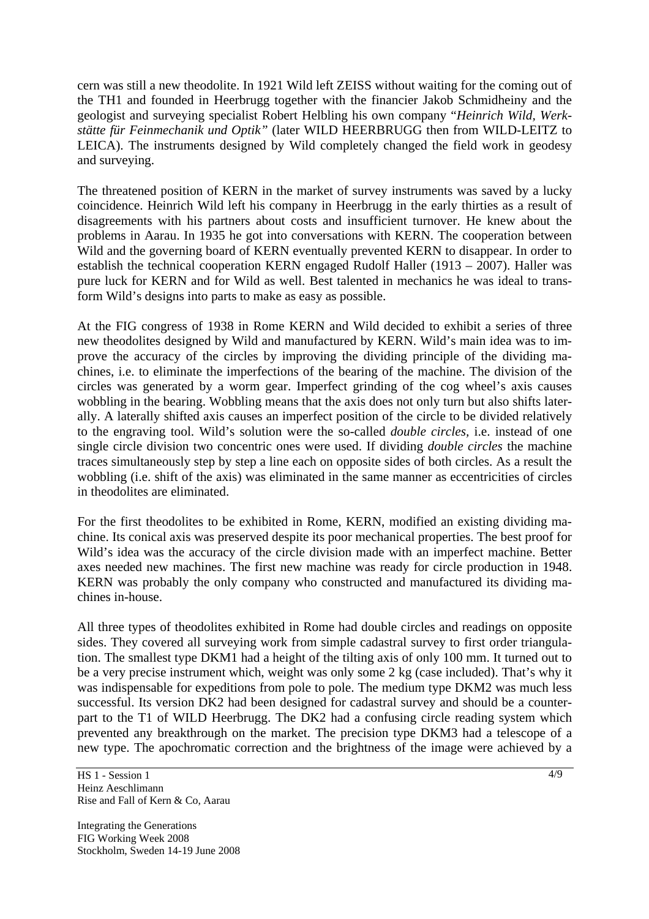cern was still a new theodolite. In 1921 Wild left ZEISS without waiting for the coming out of the TH1 and founded in Heerbrugg together with the financier Jakob Schmidheiny and the geologist and surveying specialist Robert Helbling his own company "*Heinrich Wild, Werkstätte für Feinmechanik und Optik"* (later WILD HEERBRUGG then from WILD-LEITZ to LEICA). The instruments designed by Wild completely changed the field work in geodesy and surveying.

The threatened position of KERN in the market of survey instruments was saved by a lucky coincidence. Heinrich Wild left his company in Heerbrugg in the early thirties as a result of disagreements with his partners about costs and insufficient turnover. He knew about the problems in Aarau. In 1935 he got into conversations with KERN. The cooperation between Wild and the governing board of KERN eventually prevented KERN to disappear. In order to establish the technical cooperation KERN engaged Rudolf Haller (1913 – 2007). Haller was pure luck for KERN and for Wild as well. Best talented in mechanics he was ideal to transform Wild's designs into parts to make as easy as possible.

At the FIG congress of 1938 in Rome KERN and Wild decided to exhibit a series of three new theodolites designed by Wild and manufactured by KERN. Wild's main idea was to improve the accuracy of the circles by improving the dividing principle of the dividing machines, i.e. to eliminate the imperfections of the bearing of the machine. The division of the circles was generated by a worm gear. Imperfect grinding of the cog wheel's axis causes wobbling in the bearing. Wobbling means that the axis does not only turn but also shifts laterally. A laterally shifted axis causes an imperfect position of the circle to be divided relatively to the engraving tool. Wild's solution were the so-called *double circles,* i.e. instead of one single circle division two concentric ones were used. If dividing *double circles* the machine traces simultaneously step by step a line each on opposite sides of both circles. As a result the wobbling (i.e. shift of the axis) was eliminated in the same manner as eccentricities of circles in theodolites are eliminated.

For the first theodolites to be exhibited in Rome, KERN, modified an existing dividing machine. Its conical axis was preserved despite its poor mechanical properties. The best proof for Wild's idea was the accuracy of the circle division made with an imperfect machine. Better axes needed new machines. The first new machine was ready for circle production in 1948. KERN was probably the only company who constructed and manufactured its dividing machines in-house.

All three types of theodolites exhibited in Rome had double circles and readings on opposite sides. They covered all surveying work from simple cadastral survey to first order triangulation. The smallest type DKM1 had a height of the tilting axis of only 100 mm. It turned out to be a very precise instrument which, weight was only some 2 kg (case included). That's why it was indispensable for expeditions from pole to pole. The medium type DKM2 was much less successful. Its version DK2 had been designed for cadastral survey and should be a counterpart to the T1 of WILD Heerbrugg. The DK2 had a confusing circle reading system which prevented any breakthrough on the market. The precision type DKM3 had a telescope of a new type. The apochromatic correction and the brightness of the image were achieved by a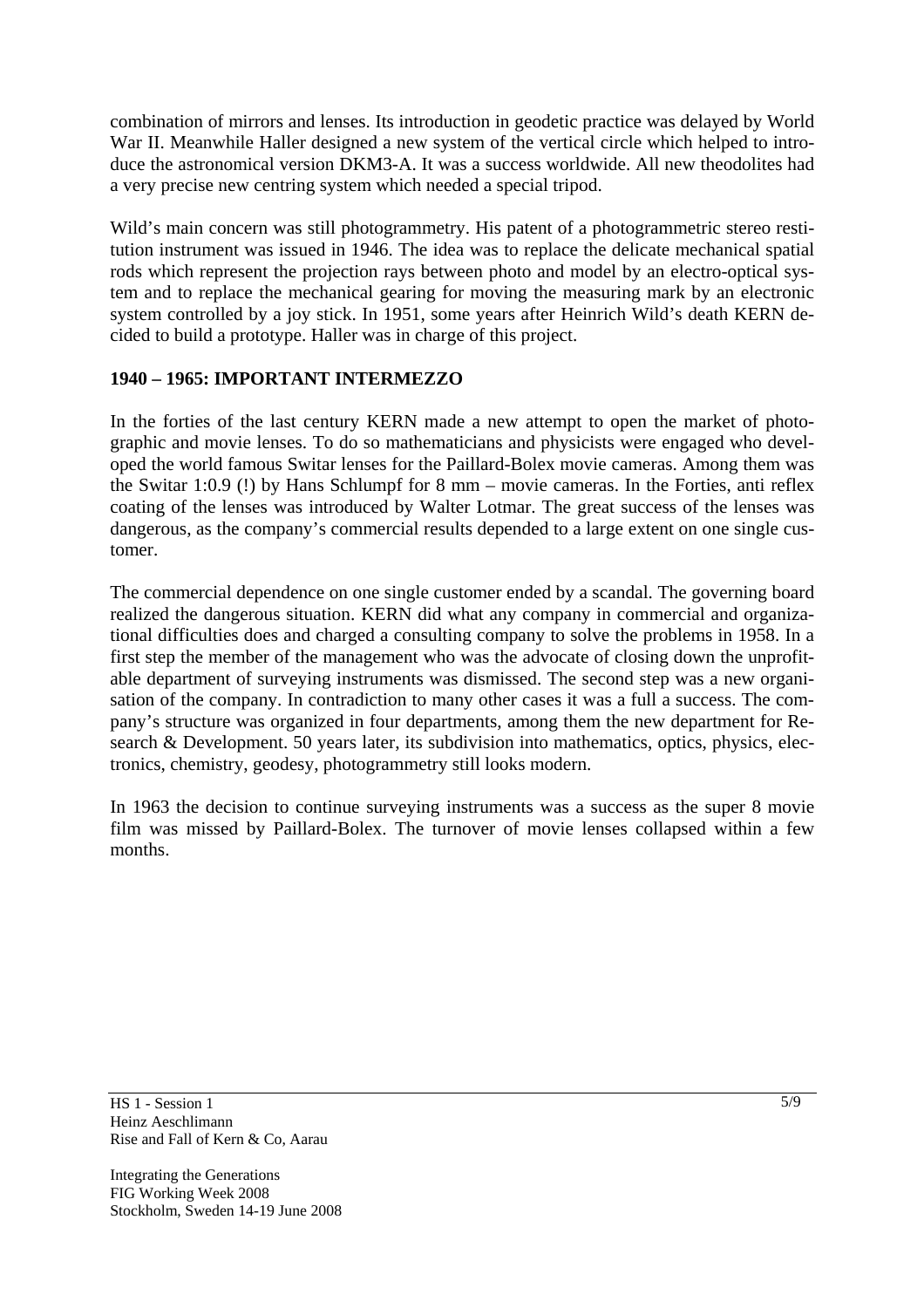combination of mirrors and lenses. Its introduction in geodetic practice was delayed by World War II. Meanwhile Haller designed a new system of the vertical circle which helped to introduce the astronomical version DKM3-A. It was a success worldwide. All new theodolites had a very precise new centring system which needed a special tripod.

Wild's main concern was still photogrammetry. His patent of a photogrammetric stereo restitution instrument was issued in 1946. The idea was to replace the delicate mechanical spatial rods which represent the projection rays between photo and model by an electro-optical system and to replace the mechanical gearing for moving the measuring mark by an electronic system controlled by a joy stick. In 1951, some years after Heinrich Wild's death KERN decided to build a prototype. Haller was in charge of this project.

## 1940 – 1965: IMPORTANT INTERMEZZO

In the forties of the last century KERN made a new attempt to open the market of photographic and movie lenses. To do so mathematicians and physicists were engaged who developed the world famous Switar lenses for the Paillard-Bolex movie cameras. Among them was the Switar 1:0.9 (!) by Hans Schlumpf for 8 mm – movie cameras. In the Forties, anti reflex coating of the lenses was introduced by Walter Lotmar. The great success of the lenses was dangerous, as the company's commercial results depended to a large extent on one single customer.

The commercial dependence on one single customer ended by a scandal. The governing board realized the dangerous situation. KERN did what any company in commercial and organizational difficulties does and charged a consulting company to solve the problems in 1958. In a first step the member of the management who was the advocate of closing down the unprofitable department of surveying instruments was dismissed. The second step was a new organisation of the company. In contradiction to many other cases it was a full a success. The company's structure was organized in four departments, among them the new department for Research & Development. 50 years later, its subdivision into mathematics, optics, physics, electronics, chemistry, geodesy, photogrammetry still looks modern.

In 1963 the decision to continue surveying instruments was a success as the super 8 movie film was missed by Paillard-Bolex. The turnover of movie lenses collapsed within a few months.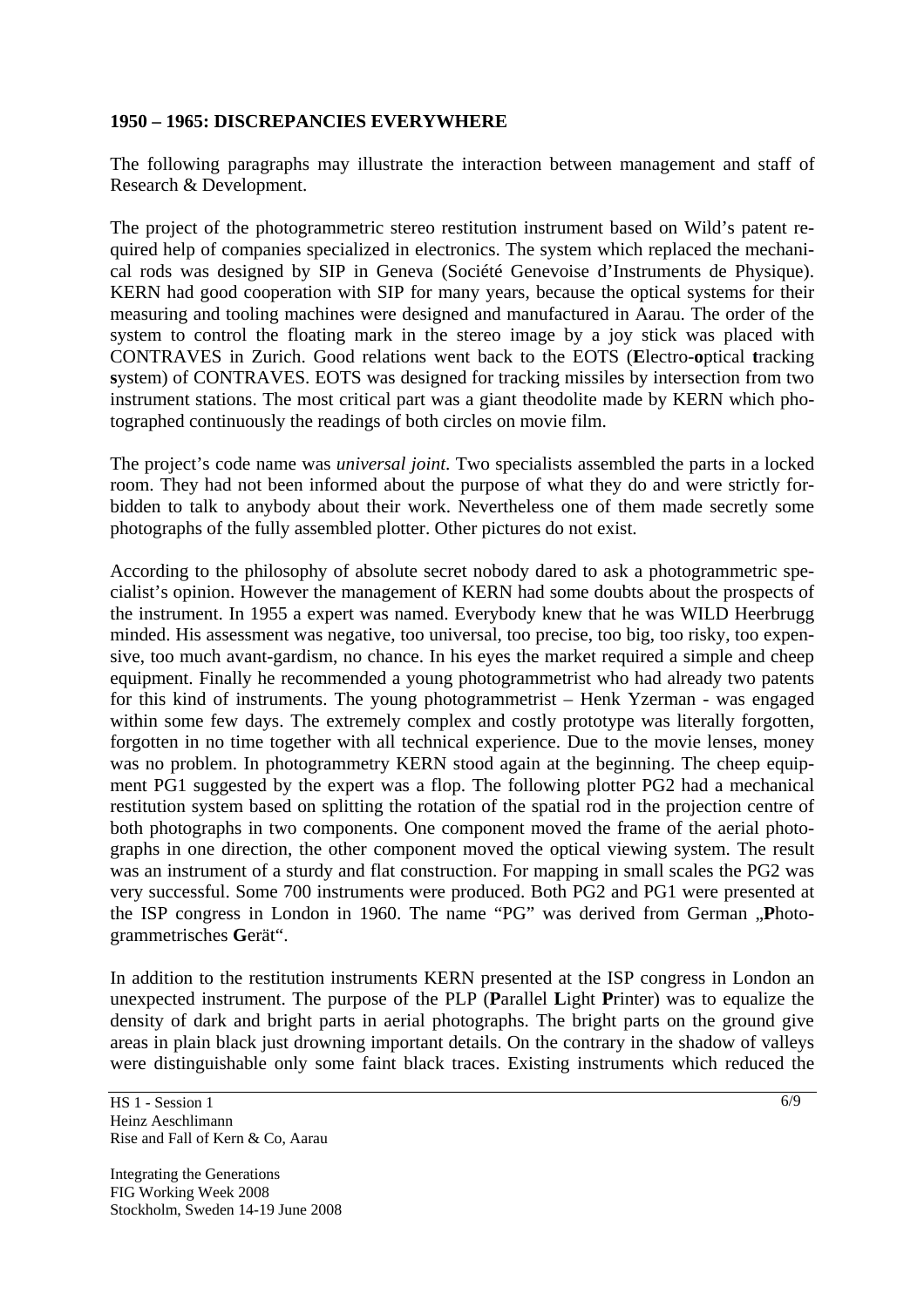**1950 – 1965: DISCREPANCIES EVERYWHERE**

The following paragraphs may illustrate the interaction between management and staff of Research & Development.

The project of the photogrammetric stereo restitution instrument based on Wild's patent required help of companies specialized in electronics. The system which replaced the mechanical rods was designed by SIP in Geneva (Société Genevoise d'Instruments de Physique). KERN had good cooperation with SIP for many years, because the optical systems for their measuring and tooling machines were designed and manufactured in Aarau. The order of the system to control the floating mark in the stereo image by a joy stick was placed with CONTRAVES in Zurich. Good relations went back to the EOTS (**E**lectro-**o**ptical **t**racking **s**ystem) of CONTRAVES. EOTS was designed for tracking missiles by intersection from two instrument stations. The most critical part was a giant theodolite made by KERN which photographed continuously the readings of both circles on movie film.

The project's code name was *universal joint*. Two specialists assembled the parts in a locked room. They had not been informed about the purpose of what they do and were strictly forbidden to talk to anybody about their work. Nevertheless one of them made secretly some photographs of the fully assembled plotter. Other pictures do not exist.

According to the philosophy of absolute secret nobody dared to ask a photogrammetric specialist's opinion. However the management of KERN had some doubts about the prospects of the instrument. In 1955 a expert was named. Everybody knew that he was WILD Heerbrugg minded. His assessment was negative, too universal, too precise, too big, too risky, too expensive, too much avant-gardism, no chance. In his eyes the market required a simple and cheep equipment. Finally he recommended a young photogrammetrist who had already two patents for this kind of instruments. The young photogrammetrist – Henk Yzerman - was engaged within some few days. The extremely complex and costly prototype was literally forgotten, forgotten in no time together with all technical experience. Due to the movie lenses, money was no problem. In photogrammetry KERN stood again at the beginning. The cheep equipment PG1 suggested by the expert was a flop. The following plotter PG2 had a mechanical restitution system based on splitting the rotation of the spatial rod in the projection centre of both photographs in two components. One component moved the frame of the aerial photographs in one direction, the other component moved the optical viewing system. The result was an instrument of a sturdy and flat construction. For mapping in small scales the PG2 was very successful. Some 700 instruments were produced. Both PG2 and PG1 were presented at the ISP congress in London in 1960. The name "PG" was derived from German „**P**hotogrammetrisches **G**erät".

In addition to the restitution instruments KERN presented at the ISP congress in London an unexpected instrument. The purpose of the PLP (**P**arallel **L**ight **P**rinter) was to equalize the density of dark and bright parts in aerial photographs. The bright parts on the ground give areas in plain black just drowning important details. On the contrary in the shadow of valleys were distinguishable only some faint black traces. Existing instruments which reduced the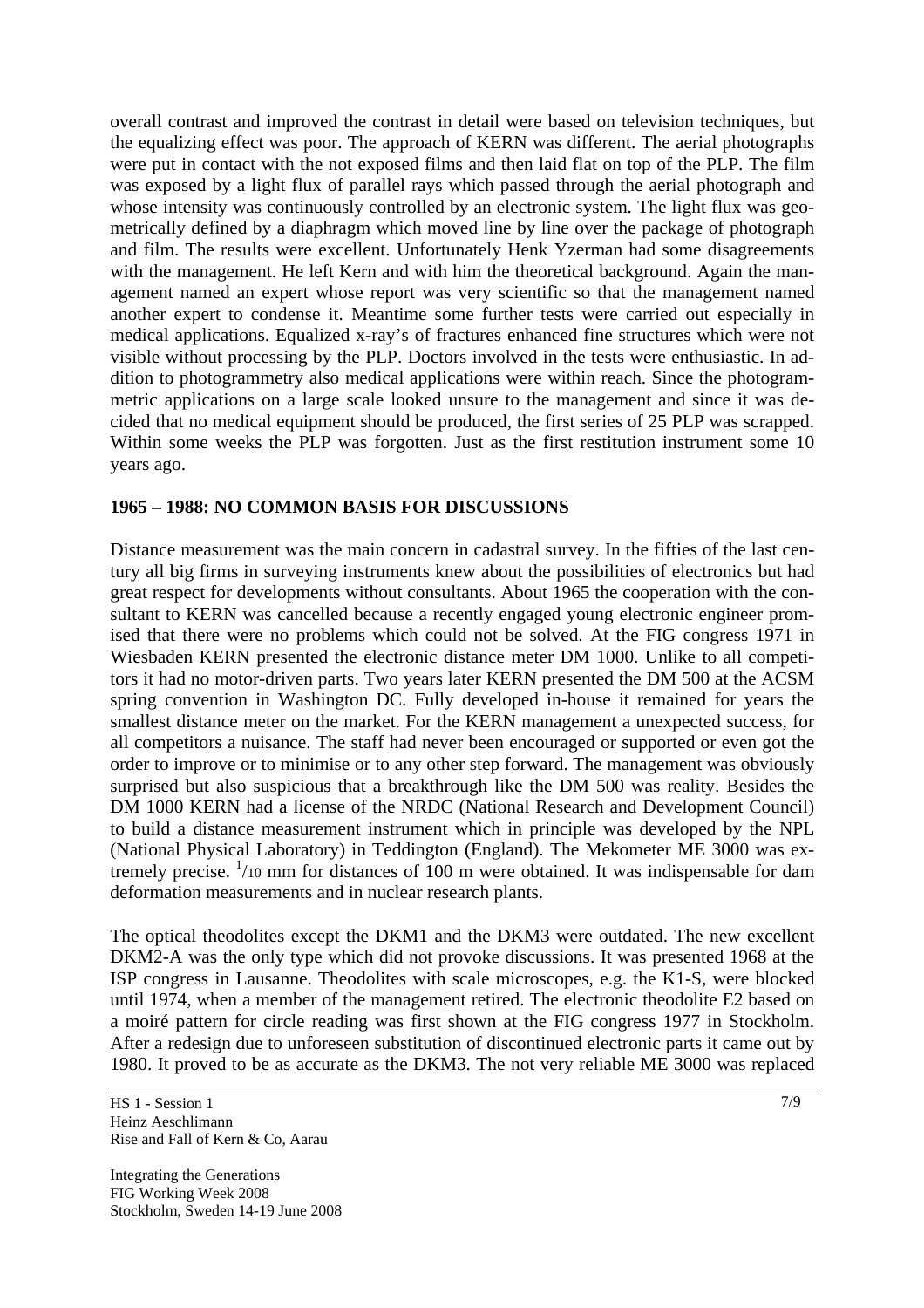overall contrast and improved the contrast in detail were based on television techniques, but the equalizing effect was poor. The approach of KERN was different. The aerial photographs were put in contact with the not exposed films and then laid flat on top of the PLP. The film was exposed by a light flux of parallel rays which passed through the aerial photograph and whose intensity was continuously controlled by an electronic system. The light flux was geometrically defined by a diaphragm which moved line by line over the package of photograph and film. The results were excellent. Unfortunately Henk Yzerman had some disagreements with the management. He left Kern and with him the theoretical background. Again the management named an expert whose report was very scientific so that the management named another expert to condense it. Meantime some further tests were carried out especially in medical applications. Equalized x-ray's of fractures enhanced fine structures which were not visible without processing by the PLP. Doctors involved in the tests were enthusiastic. In addition to photogrammetry also medical applications were within reach. Since the photogrammetric applications on a large scale looked unsure to the management and since it was decided that no medical equipment should be produced, the first series of 25 PLP was scrapped. Within some weeks the PLP was forgotten. Just as the first restitution instrument some 10 years ago.

## 1965 – 1988: NO COMMON BASIS FOR DISCUSSIONS

Distance measurement was the main concern in cadastral survey. In the fifties of the last century all big firms in surveying instruments knew about the possibilities of electronics but had great respect for developments without consultants. About 1965 the cooperation with the consultant to KERN was cancelled because a recently engaged young electronic engineer promised that there were no problems which could not be solved. At the FIG congress 1971 in Wiesbaden KERN presented the electronic distance meter DM 1000. Unlike to all competitors it had no motor-driven parts. Two years later KERN presented the DM 500 at the ACSM spring convention in Washington DC. Fully developed in-house it remained for years the smallest distance meter on the market. For the KERN management a unexpected success, for all competitors a nuisance. The staff had never been encouraged or supported or even got the order to improve or to minimise or to any other step forward. The management was obviously surprised but also suspicious that a breakthrough like the DM 500 was reality. Besides the DM 1000 KERN had a license of the NRDC (National Research and Development Council) to build a distance measurement instrument which in principle was developed by the NPL (National Physical Laboratory) in Teddington (England). The Mekometer ME 3000 was extremely precise. $^{1}/_{10}$ mm for distances of 100 m were obtained. It was indispensable for dam deformation measurements and in nuclear research plants.

The optical theodolites except the DKM1 and the DKM3 were outdated. The new excellent DKM2-A was the only type which did not provoke discussions. It was presented 1968 at the ISP congress in Lausanne. Theodolites with scale microscopes, e.g. the K1-S, were blocked until 1974, when a member of the management retired. The electronic theodolite E2 based on a moiré pattern for circle reading was first shown at the FIG congress 1977 in Stockholm. After a redesign due to unforeseen substitution of discontinued electronic parts it came out by 1980. It proved to be as accurate as the DKM3. The not very reliable ME 3000 was replaced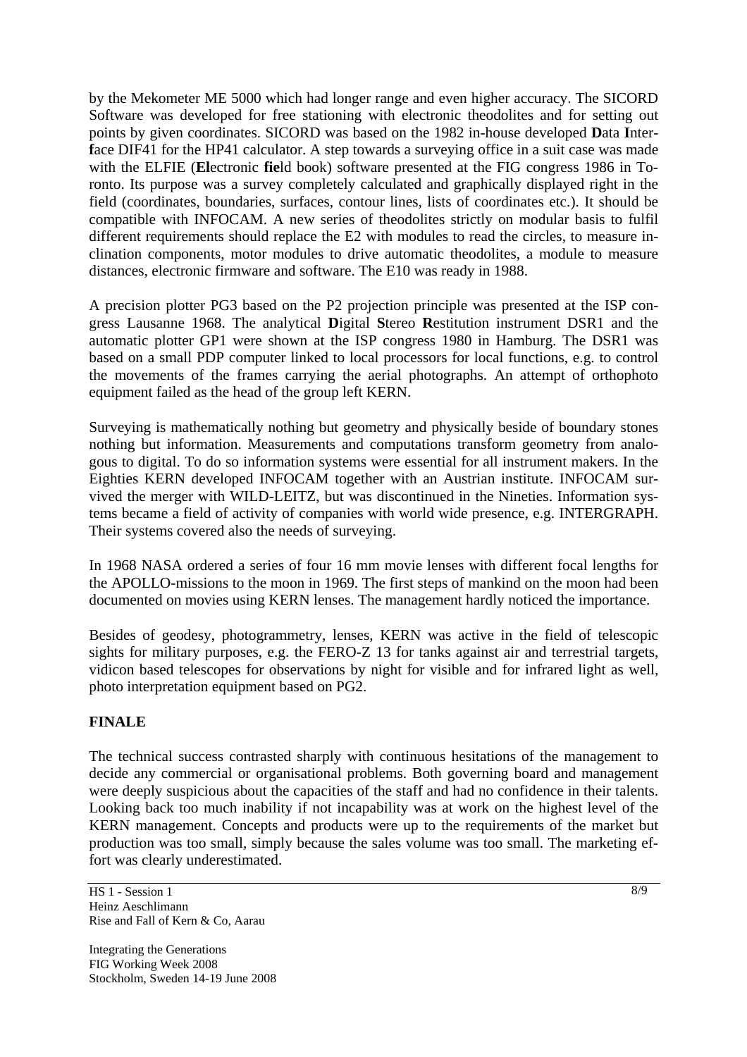by the Mekometer ME 5000 which had longer range and even higher accuracy. The SICORD Software was developed for free stationing with electronic theodolites and for setting out points by given coordinates. SICORD was based on the 1982 in-house developed **D**ata **I**nter**f**ace DIF41 for the HP41 calculator. A step towards a surveying office in a suit case was made with the ELFIE (**El**ectronic **fie**ld book) software presented at the FIG congress 1986 in Toronto. Its purpose was a survey completely calculated and graphically displayed right in the field (coordinates, boundaries, surfaces, contour lines, lists of coordinates etc.). It should be compatible with INFOCAM. A new series of theodolites strictly on modular basis to fulfil different requirements should replace the E2 with modules to read the circles, to measure inclination components, motor modules to drive automatic theodolites, a module to measure distances, electronic firmware and software. The E10 was ready in 1988.

A precision plotter PG3 based on the P2 projection principle was presented at the ISP congress Lausanne 1968. The analytical **D**igital **S**tereo **R**estitution instrument DSR1 and the automatic plotter GP1 were shown at the ISP congress 1980 in Hamburg. The DSR1 was based on a small PDP computer linked to local processors for local functions, e.g. to control the movements of the frames carrying the aerial photographs. An attempt of orthophoto equipment failed as the head of the group left KERN.

Surveying is mathematically nothing but geometry and physically beside of boundary stones nothing but information. Measurements and computations transform geometry from analogous to digital. To do so information systems were essential for all instrument makers. In the Eighties KERN developed INFOCAM together with an Austrian institute. INFOCAM survived the merger with WILD-LEITZ, but was discontinued in the Nineties. Information systems became a field of activity of companies with world wide presence, e.g. INTERGRAPH. Their systems covered also the needs of surveying.

In 1968 NASA ordered a series of four 16 mm movie lenses with different focal lengths for the APOLLO-missions to the moon in 1969. The first steps of mankind on the moon had been documented on movies using KERN lenses. The management hardly noticed the importance.

Besides of geodesy, photogrammetry, lenses, KERN was active in the field of telescopic sights for military purposes, e.g. the FERO-Z 13 for tanks against air and terrestrial targets, vidicon based telescopes for observations by night for visible and for infrared light as well, photo interpretation equipment based on PG2.

## FINALE

The technical success contrasted sharply with continuous hesitations of the management to decide any commercial or organisational problems. Both governing board and management were deeply suspicious about the capacities of the staff and had no confidence in their talents. Looking back too much inability if not incapability was at work on the highest level of the KERN management. Concepts and products were up to the requirements of the market but production was too small, simply because the sales volume was too small. The marketing effort was clearly underestimated.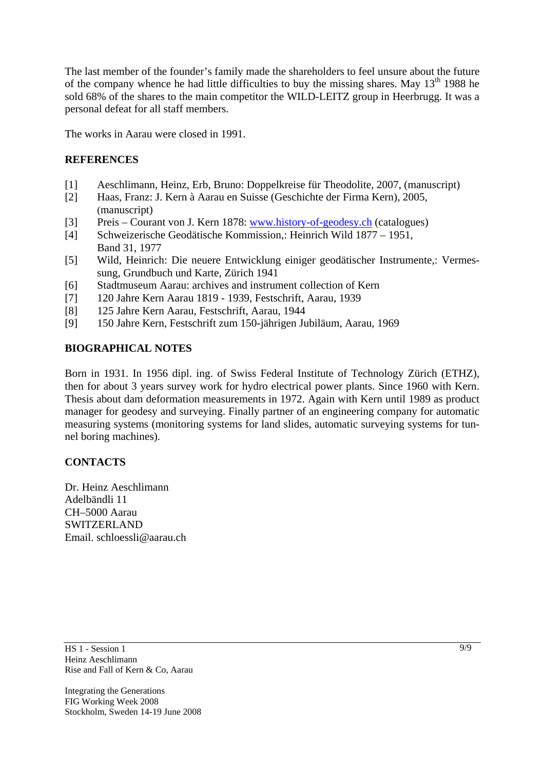The last member of the founder's family made the shareholders to feel unsure about the future of the company whence he had little difficulties to buy the missing shares. May 13th 1988 he sold 68% of the shares to the main competitor the WILD-LEITZ group in Heerbrugg. It was a personal defeat for all staff members.

The works in Aarau were closed in 1991.

## REFERENCES

[1] Aeschlimann, Heinz, Erb, Bruno: Doppelkreise für Theodolite, 2007, (manuscript)
[2] Haas, Franz: J. Kern à Aarau en Suisse (Geschichte der Firma Kern), 2005, (manuscript)
[3] Preis – Courant von J. Kern 1878: www.history-of-geodesy.ch (catalogues)
[4] Schweizerische Geodätische Kommission,: Heinrich Wild 1877 – 1951, Band 31, 1977
[5] Wild, Heinrich: Die neuere Entwicklung einiger geodätischer Instrumente,: Vermessung, Grundbuch und Karte, Zürich 1941
[6] Stadtmuseum Aarau: archives and instrument collection of Kern
[7] 120 Jahre Kern Aarau 1819 - 1939, Festschrift, Aarau, 1939
[8] 125 Jahre Kern Aarau, Festschrift, Aarau, 1944
[9] 150 Jahre Kern, Festschrift zum 150-jährigen Jubiläum, Aarau, 1969

## BIOGRAPHICAL NOTES

Born in 1931. In 1956 dipl. ing. of Swiss Federal Institute of Technology Zürich (ETHZ), then for about 3 years survey work for hydro electrical power plants. Since 1960 with Kern. Thesis about dam deformation measurements in 1972. Again with Kern until 1989 as product manager for geodesy and surveying. Finally partner of an engineering company for automatic measuring systems (monitoring systems for land slides, automatic surveying systems for tunnel boring machines).

## CONTACTS

Dr. Heinz Aeschlimann
Adelbändli 11
CH–5000 Aarau
SWITZERLAND
Email. schloessli@aarau.ch